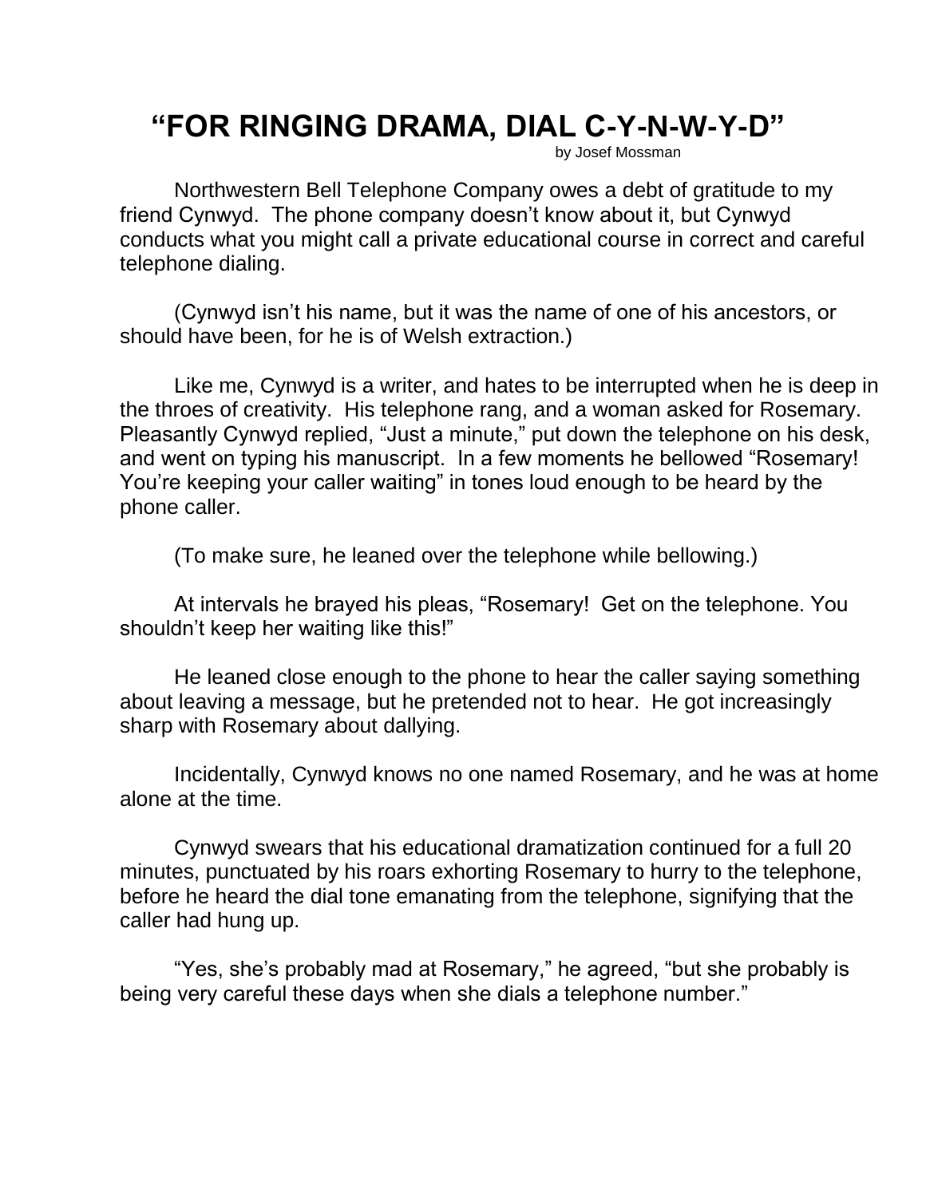# "FOR RINGING DRAMA, DIAL C-Y-N-W-Y-D"

by Josef Mossman

Northwestern Bell Telephone Company owes a debt of gratitude to my friend Cynwyd. The phone company doesn't know about it, but Cynwyd conducts what you might call a private educational course in correct and careful telephone dialing.

(Cynwyd isn't his name, but it was the name of one of his ancestors, or should have been, for he is of Welsh extraction.)

Like me, Cynwyd is a writer, and hates to be interrupted when he is deep in the throes of creativity. His telephone rang, and a woman asked for Rosemary. Pleasantly Cynwyd replied, "Just a minute," put down the telephone on his desk, and went on typing his manuscript. In a few moments he bellowed "Rosemary! You're keeping your caller waiting" in tones loud enough to be heard by the phone caller.

(To make sure, he leaned over the telephone while bellowing.)

At intervals he brayed his pleas, "Rosemary! Get on the telephone. You shouldn't keep her waiting like this!"

He leaned close enough to the phone to hear the caller saying something about leaving a message, but he pretended not to hear. He got increasingly sharp with Rosemary about dallying.

Incidentally, Cynwyd knows no one named Rosemary, and he was at home alone at the time.

Cynwyd swears that his educational dramatization continued for a full 20 minutes, punctuated by his roars exhorting Rosemary to hurry to the telephone, before he heard the dial tone emanating from the telephone, signifying that the caller had hung up.

"Yes, she's probably mad at Rosemary," he agreed, "but she probably is being very careful these days when she dials a telephone number."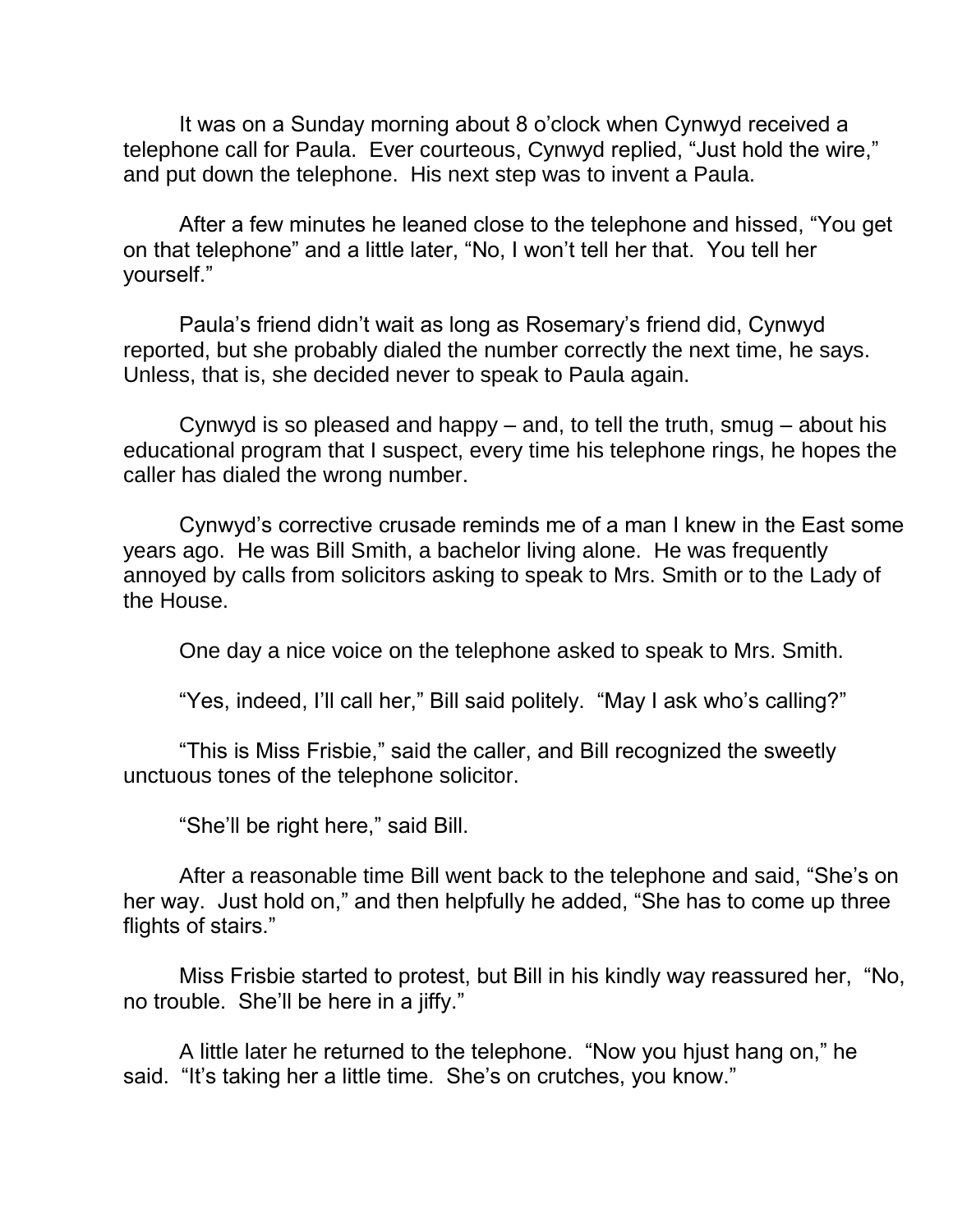It was on a Sunday morning about 8 o'clock when Cynwyd received a telephone call for Paula. Ever courteous, Cynwyd replied, "Just hold the wire," and put down the telephone. His next step was to invent a Paula.

After a few minutes he leaned close to the telephone and hissed, "You get on that telephone" and a little later, "No, I won't tell her that. You tell her yourself."

Paula's friend didn't wait as long as Rosemary's friend did, Cynwyd reported, but she probably dialed the number correctly the next time, he says. Unless, that is, she decided never to speak to Paula again.

Cynwyd is so pleased and happy – and, to tell the truth, smug – about his educational program that I suspect, every time his telephone rings, he hopes the caller has dialed the wrong number.

Cynwyd's corrective crusade reminds me of a man I knew in the East some years ago. He was Bill Smith, a bachelor living alone. He was frequently annoyed by calls from solicitors asking to speak to Mrs. Smith or to the Lady of the House.

One day a nice voice on the telephone asked to speak to Mrs. Smith.

"Yes, indeed, I'll call her," Bill said politely. "May I ask who's calling?"

"This is Miss Frisbie," said the caller, and Bill recognized the sweetly unctuous tones of the telephone solicitor.

"She'll be right here," said Bill.

After a reasonable time Bill went back to the telephone and said, "She's on her way. Just hold on," and then helpfully he added, "She has to come up three flights of stairs."

Miss Frisbie started to protest, but Bill in his kindly way reassured her, "No, no trouble. She'll be here in a jiffy."

A little later he returned to the telephone. "Now you hjust hang on," he said. "It's taking her a little time. She's on crutches, you know."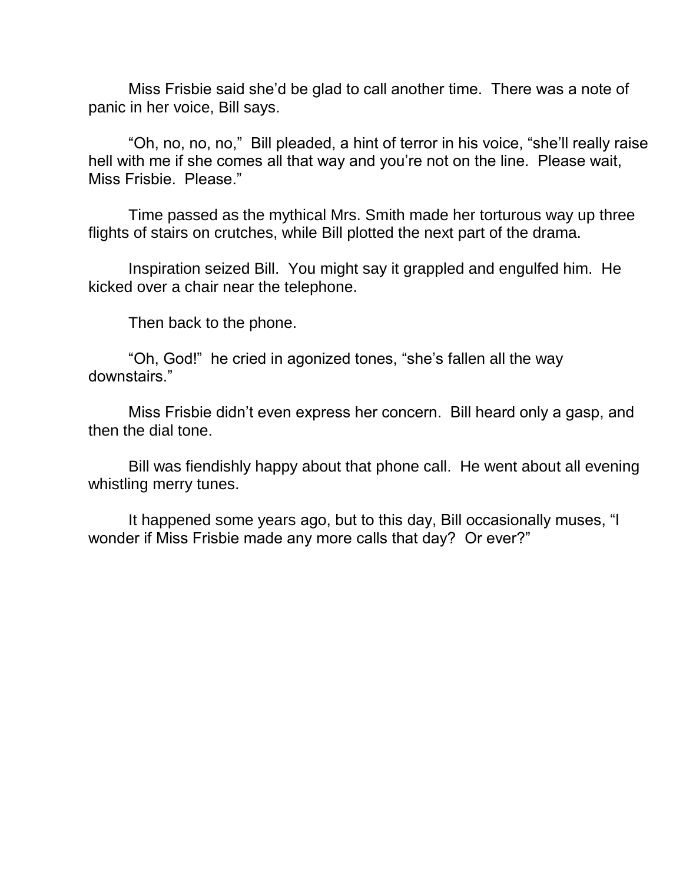Miss Frisbie said she'd be glad to call another time. There was a note of panic in her voice, Bill says.

"Oh, no, no, no," Bill pleaded, a hint of terror in his voice, "she'll really raise hell with me if she comes all that way and you're not on the line. Please wait, Miss Frisbie. Please."

Time passed as the mythical Mrs. Smith made her torturous way up three flights of stairs on crutches, while Bill plotted the next part of the drama.

Inspiration seized Bill. You might say it grappled and engulfed him. He kicked over a chair near the telephone.

Then back to the phone.

"Oh, God!" he cried in agonized tones, "she's fallen all the way downstairs."

Miss Frisbie didn't even express her concern. Bill heard only a gasp, and then the dial tone.

Bill was fiendishly happy about that phone call. He went about all evening whistling merry tunes.

It happened some years ago, but to this day, Bill occasionally muses, "I wonder if Miss Frisbie made any more calls that day? Or ever?"